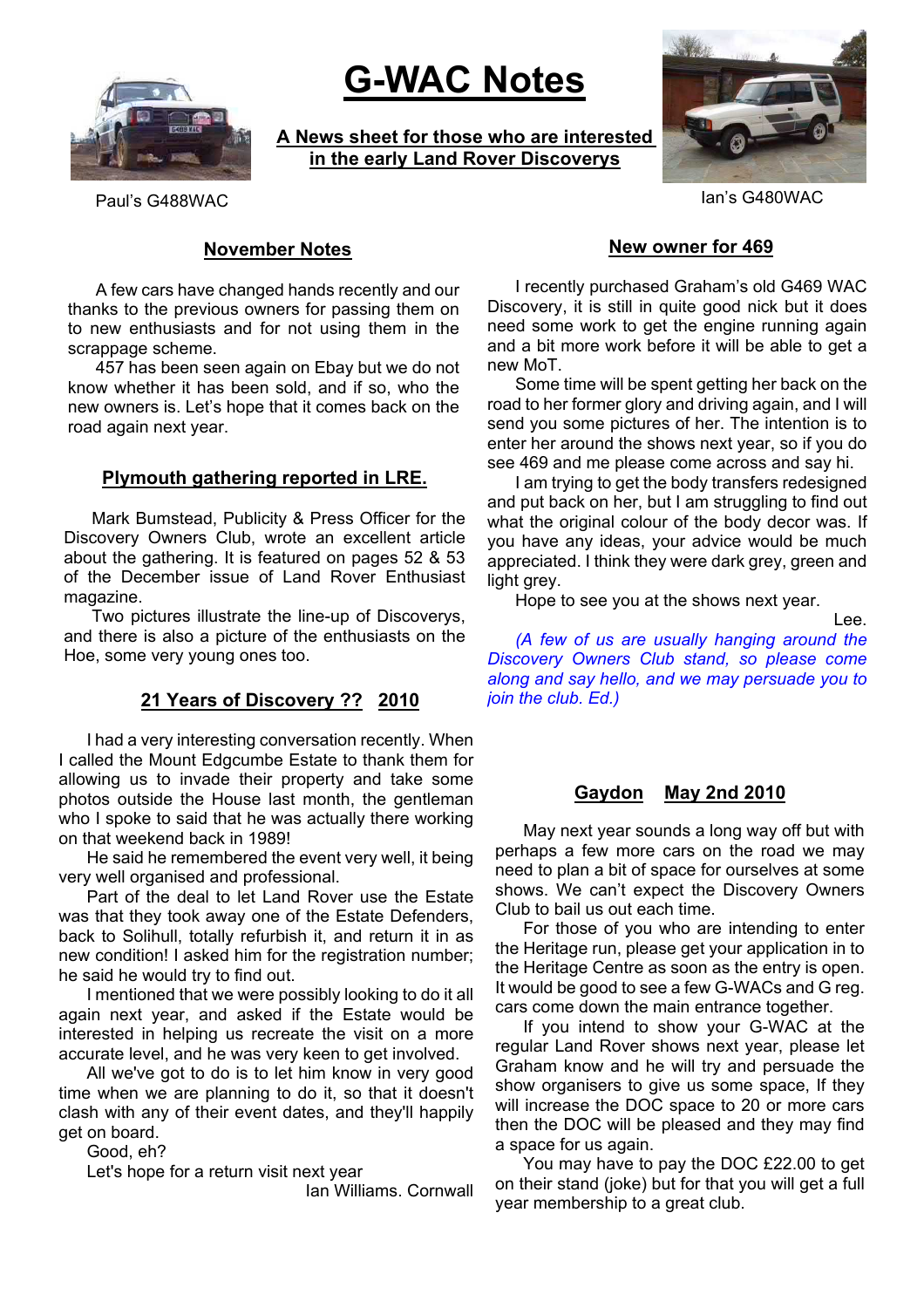# G-WAC Notes

**A News sheet for those who are interested in the early Land Rover Discoverys**

Paul's G488WAC

Ian's G480WAC

## November Notes

A few cars have changed hands recently and our thanks to the previous owners for passing them on to new enthusiasts and for not using them in the scrappage scheme.

457 has been seen again on Ebay but we do not know whether it has been sold, and if so, who the new owners is. Let's hope that it comes back on the road again next year.

## Plymouth gathering reported in LRE.

Mark Bumstead, Publicity & Press Officer for the Discovery Owners Club, wrote an excellent article about the gathering. It is featured on pages 52 & 53 of the December issue of Land Rover Enthusiast magazine.

Two pictures illustrate the line-up of Discoverys, and there is also a picture of the enthusiasts on the Hoe, some very young ones too.

## 21 Years of Discovery ?? 2010

I had a very interesting conversation recently. When I called the Mount Edgcumbe Estate to thank them for allowing us to invade their property and take some photos outside the House last month, the gentleman who I spoke to said that he was actually there working on that weekend back in 1989!

He said he remembered the event very well, it being very well organised and professional.

Part of the deal to let Land Rover use the Estate was that they took away one of the Estate Defenders, back to Solihull, totally refurbish it, and return it in as new condition! I asked him for the registration number; he said he would try to find out.

I mentioned that we were possibly looking to do it all again next year, and asked if the Estate would be interested in helping us recreate the visit on a more accurate level, and he was very keen to get involved.

All we've got to do is to let him know in very good time when we are planning to do it, so that it doesn't clash with any of their event dates, and they'll happily get on board.

Good, eh?

Let's hope for a return visit next year

Ian Williams. Cornwall

## New owner for 469

I recently purchased Graham's old G469 WAC Discovery, it is still in quite good nick but it does need some work to get the engine running again and a bit more work before it will be able to get a new MoT.

Some time will be spent getting her back on the road to her former glory and driving again, and I will send you some pictures of her. The intention is to enter her around the shows next year, so if you do see 469 and me please come across and say hi.

I am trying to get the body transfers redesigned and put back on her, but I am struggling to find out what the original colour of the body decor was. If you have any ideas, your advice would be much appreciated. I think they were dark grey, green and light grey.

Hope to see you at the shows next year.

Lee.

*(A few of us are usually hanging around the Discovery Owners Club stand, so please come along and say hello, and we may persuade you to join the club. Ed.)*

## Gaydon May 2nd 2010

May next year sounds a long way off but with perhaps a few more cars on the road we may need to plan a bit of space for ourselves at some shows. We can't expect the Discovery Owners Club to bail us out each time.

For those of you who are intending to enter the Heritage run, please get your application in to the Heritage Centre as soon as the entry is open. It would be good to see a few G-WACs and G reg. cars come down the main entrance together.

If you intend to show your G-WAC at the regular Land Rover shows next year, please let Graham know and he will try and persuade the show organisers to give us some space, If they will increase the DOC space to 20 or more cars then the DOC will be pleased and they may find a space for us again.

You may have to pay the DOC £22.00 to get on their stand (joke) but for that you will get a full year membership to a great club.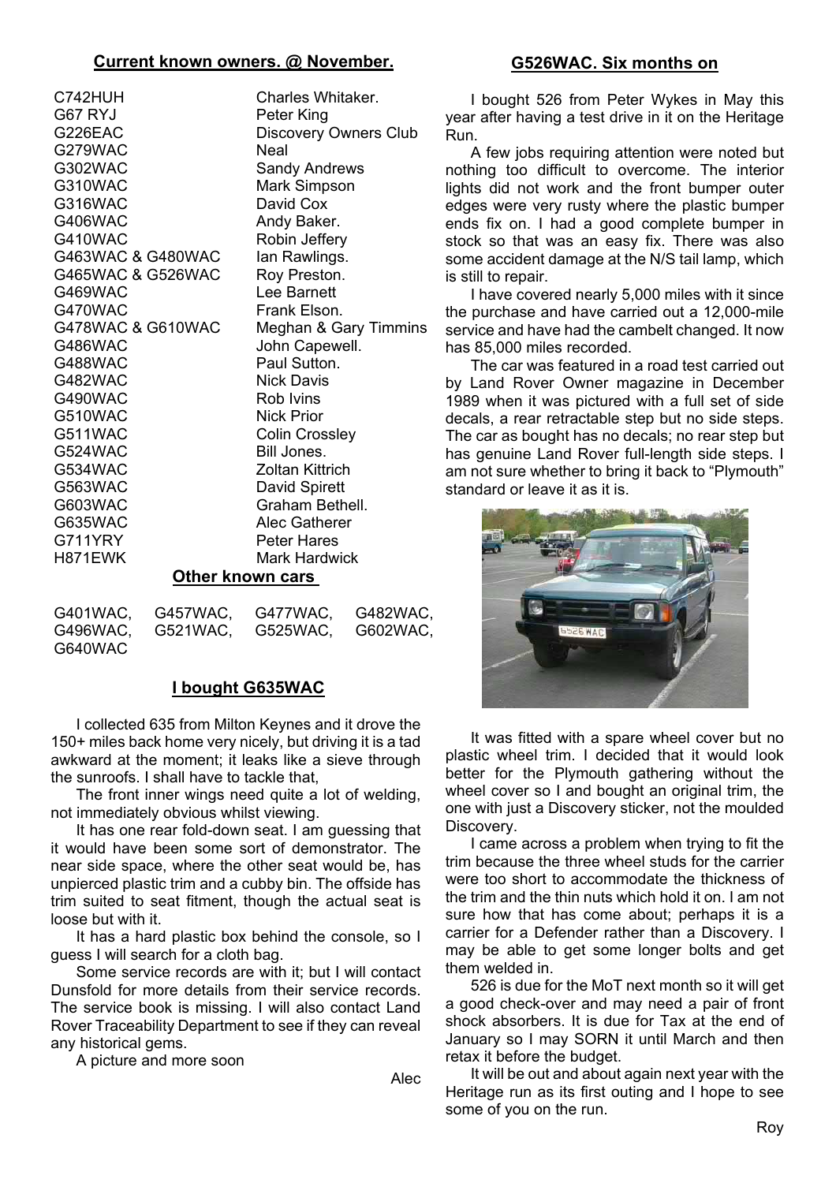## Current known owners. @ November.

| | |
|---|---|
| C742HUH | Charles Whitaker. |
| G67 RYJ | Peter King |
| G226EAC | Discovery Owners Club |
| G279WAC | Neal |
| G302WAC | Sandy Andrews |
| G310WAC | Mark Simpson |
| G316WAC | David Cox |
| G406WAC | Andy Baker. |
| G410WAC | Robin Jeffery |
| G463WAC & G480WAC | Ian Rawlings. |
| G465WAC & G526WAC | Roy Preston. |
| G469WAC | Lee Barnett |
| G470WAC | Frank Elson. |
| G478WAC & G610WAC | Meghan & Gary Timmins |
| G486WAC | John Capewell. |
| G488WAC | Paul Sutton. |
| G482WAC | Nick Davis |
| G490WAC | Rob Ivins |
| G510WAC | Nick Prior |
| G511WAC | Colin Crossley |
| G524WAC | Bill Jones. |
| G534WAC | Zoltan Kittrich |
| G563WAC | David Spirett |
| G603WAC | Graham Bethell. |
| G635WAC | Alec Gatherer |
| G711YRY | Peter Hares |
| H871EWK | Mark Hardwick |

## Other known cars

G401WAC, G457WAC, G477WAC, G482WAC, G496WAC, G521WAC, G525WAC, G602WAC, G640WAC

## I bought G635WAC

I collected 635 from Milton Keynes and it drove the 150+ miles back home very nicely, but driving it is a tad awkward at the moment; it leaks like a sieve through the sunroofs. I shall have to tackle that,

The front inner wings need quite a lot of welding, not immediately obvious whilst viewing.

It has one rear fold-down seat. I am guessing that it would have been some sort of demonstrator. The near side space, where the other seat would be, has unpierced plastic trim and a cubby bin. The offside has trim suited to seat fitment, though the actual seat is loose but with it.

It has a hard plastic box behind the console, so I guess I will search for a cloth bag.

Some service records are with it; but I will contact Dunsfold for more details from their service records. The service book is missing. I will also contact Land Rover Traceability Department to see if they can reveal any historical gems.

A picture and more soon

Alec

## G526WAC. Six months on

I bought 526 from Peter Wykes in May this year after having a test drive in it on the Heritage Run.

A few jobs requiring attention were noted but nothing too difficult to overcome. The interior lights did not work and the front bumper outer edges were very rusty where the plastic bumper ends fix on. I had a good complete bumper in stock so that was an easy fix. There was also some accident damage at the N/S tail lamp, which is still to repair.

I have covered nearly 5,000 miles with it since the purchase and have carried out a 12,000-mile service and have had the cambelt changed. It now has 85,000 miles recorded.

The car was featured in a road test carried out by Land Rover Owner magazine in December 1989 when it was pictured with a full set of side decals, a rear retractable step but no side steps. The car as bought has no decals; no rear step but has genuine Land Rover full-length side steps. I am not sure whether to bring it back to "Plymouth" standard or leave it as it is.

It was fitted with a spare wheel cover but no plastic wheel trim. I decided that it would look better for the Plymouth gathering without the wheel cover so I and bought an original trim, the one with just a Discovery sticker, not the moulded Discovery.

I came across a problem when trying to fit the trim because the three wheel studs for the carrier were too short to accommodate the thickness of the trim and the thin nuts which hold it on. I am not sure how that has come about; perhaps it is a carrier for a Defender rather than a Discovery. I may be able to get some longer bolts and get them welded in.

526 is due for the MoT next month so it will get a good check-over and may need a pair of front shock absorbers. It is due for Tax at the end of January so I may SORN it until March and then retax it before the budget.

It will be out and about again next year with the Heritage run as its first outing and I hope to see some of you on the run.

Roy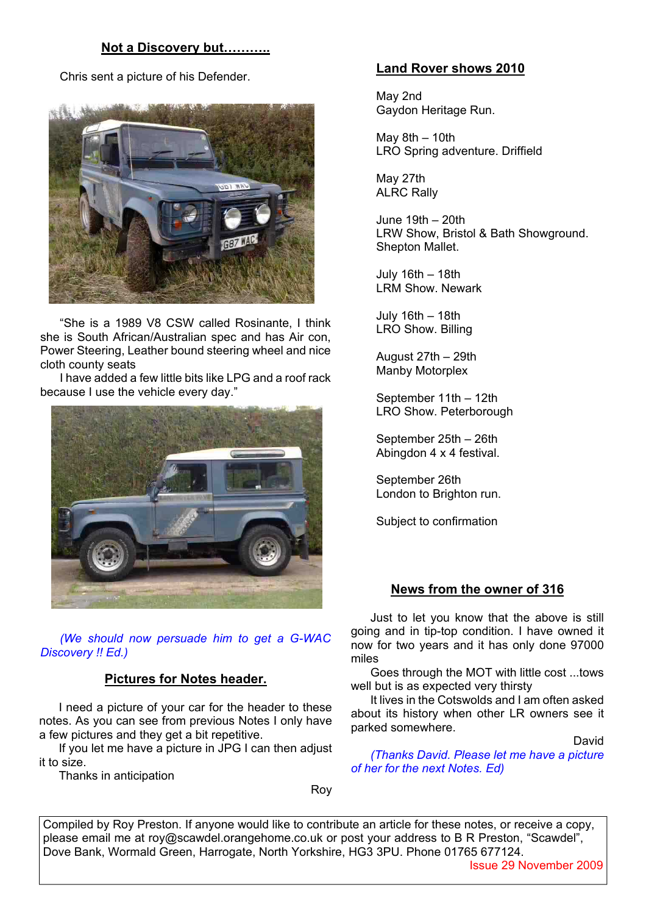## Not a Discovery but..........

Chris sent a picture of his Defender.

"She is a 1989 V8 CSW called Rosinante, I think she is South African/Australian spec and has Air con, Power Steering, Leather bound steering wheel and nice cloth county seats

I have added a few little bits like LPG and a roof rack because I use the vehicle every day."

*(We should now persuade him to get a G-WAC Discovery !! Ed.)*

## Pictures for Notes header.

I need a picture of your car for the header to these notes. As you can see from previous Notes I only have a few pictures and they get a bit repetitive.

If you let me have a picture in JPG I can then adjust it to size.

Thanks in anticipation

Roy

## Land Rover shows 2010

May 2nd
Gaydon Heritage Run.

May 8th – 10th
LRO Spring adventure. Driffield

May 27th
ALRC Rally

June 19th – 20th
LRW Show, Bristol & Bath Showground. Shepton Mallet.

July 16th – 18th
LRM Show. Newark

July 16th – 18th
LRO Show. Billing

August 27th – 29th
Manby Motorplex

September 11th – 12th
LRO Show. Peterborough

September 25th – 26th
Abingdon 4 x 4 festival.

September 26th
London to Brighton run.

Subject to confirmation

## News from the owner of 316

Just to let you know that the above is still going and in tip-top condition. I have owned it now for two years and it has only done 97000 miles

Goes through the MOT with little cost ...tows well but is as expected very thirsty

It lives in the Cotswolds and I am often asked about its history when other LR owners see it parked somewhere.

David

*(Thanks David. Please let me have a picture of her for the next Notes. Ed)*

Compiled by Roy Preston. If anyone would like to contribute an article for these notes, or receive a copy, please email me at roy@scawdel.orangehome.co.uk or post your address to B R Preston, "Scawdel", Dove Bank, Wormald Green, Harrogate, North Yorkshire, HG3 3PU. Phone 01765 677124.

Issue 29 November 2009